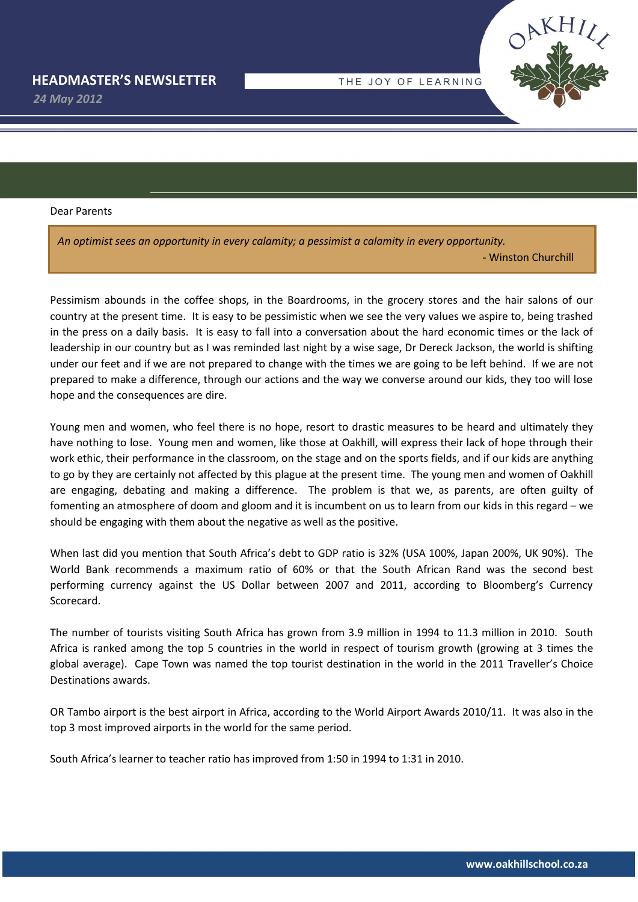# HEADMASTER'S NEWSLETTER

*24 May 2012*

THE JOY OF LEARNING

Dear Parents

> *An optimist sees an opportunity in every calamity; a pessimist a calamity in every opportunity.*
>
> \- Winston Churchill

Pessimism abounds in the coffee shops, in the Boardrooms, in the grocery stores and the hair salons of our country at the present time. It is easy to be pessimistic when we see the very values we aspire to, being trashed in the press on a daily basis. It is easy to fall into a conversation about the hard economic times or the lack of leadership in our country but as I was reminded last night by a wise sage, Dr Dereck Jackson, the world is shifting under our feet and if we are not prepared to change with the times we are going to be left behind. If we are not prepared to make a difference, through our actions and the way we converse around our kids, they too will lose hope and the consequences are dire.

Young men and women, who feel there is no hope, resort to drastic measures to be heard and ultimately they have nothing to lose. Young men and women, like those at Oakhill, will express their lack of hope through their work ethic, their performance in the classroom, on the stage and on the sports fields, and if our kids are anything to go by they are certainly not affected by this plague at the present time. The young men and women of Oakhill are engaging, debating and making a difference. The problem is that we, as parents, are often guilty of fomenting an atmosphere of doom and gloom and it is incumbent on us to learn from our kids in this regard – we should be engaging with them about the negative as well as the positive.

When last did you mention that South Africa's debt to GDP ratio is 32% (USA 100%, Japan 200%, UK 90%). The World Bank recommends a maximum ratio of 60% or that the South African Rand was the second best performing currency against the US Dollar between 2007 and 2011, according to Bloomberg's Currency Scorecard.

The number of tourists visiting South Africa has grown from 3.9 million in 1994 to 11.3 million in 2010. South Africa is ranked among the top 5 countries in the world in respect of tourism growth (growing at 3 times the global average). Cape Town was named the top tourist destination in the world in the 2011 Traveller's Choice Destinations awards.

OR Tambo airport is the best airport in Africa, according to the World Airport Awards 2010/11. It was also in the top 3 most improved airports in the world for the same period.

South Africa's learner to teacher ratio has improved from 1:50 in 1994 to 1:31 in 2010.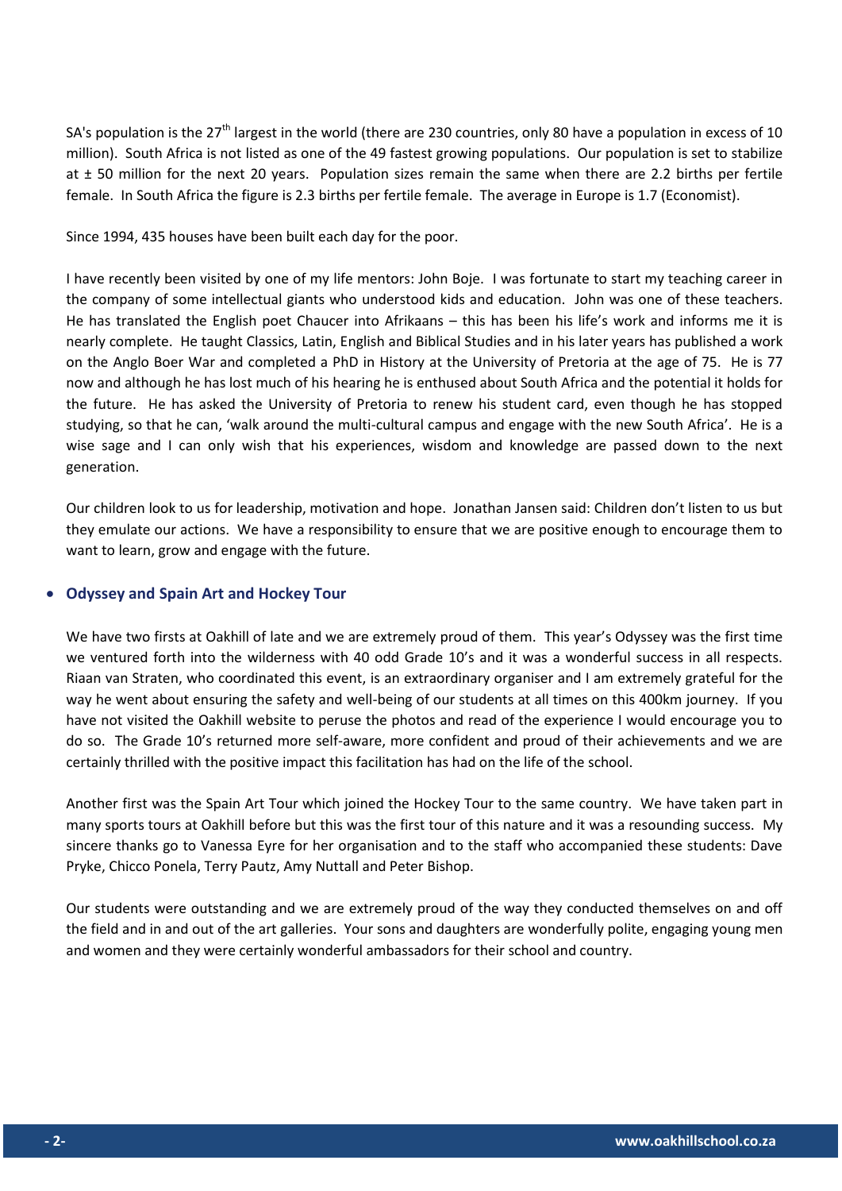SA's population is the 27$^{th}$ largest in the world (there are 230 countries, only 80 have a population in excess of 10 million). South Africa is not listed as one of the 49 fastest growing populations. Our population is set to stabilize at ± 50 million for the next 20 years. Population sizes remain the same when there are 2.2 births per fertile female. In South Africa the figure is 2.3 births per fertile female. The average in Europe is 1.7 (Economist).

Since 1994, 435 houses have been built each day for the poor.

I have recently been visited by one of my life mentors: John Boje. I was fortunate to start my teaching career in the company of some intellectual giants who understood kids and education. John was one of these teachers. He has translated the English poet Chaucer into Afrikaans – this has been his life's work and informs me it is nearly complete. He taught Classics, Latin, English and Biblical Studies and in his later years has published a work on the Anglo Boer War and completed a PhD in History at the University of Pretoria at the age of 75. He is 77 now and although he has lost much of his hearing he is enthused about South Africa and the potential it holds for the future. He has asked the University of Pretoria to renew his student card, even though he has stopped studying, so that he can, 'walk around the multi-cultural campus and engage with the new South Africa'. He is a wise sage and I can only wish that his experiences, wisdom and knowledge are passed down to the next generation.

Our children look to us for leadership, motivation and hope. Jonathan Jansen said: Children don't listen to us but they emulate our actions. We have a responsibility to ensure that we are positive enough to encourage them to want to learn, grow and engage with the future.

- **Odyssey and Spain Art and Hockey Tour**

We have two firsts at Oakhill of late and we are extremely proud of them. This year's Odyssey was the first time we ventured forth into the wilderness with 40 odd Grade 10's and it was a wonderful success in all respects. Riaan van Straten, who coordinated this event, is an extraordinary organiser and I am extremely grateful for the way he went about ensuring the safety and well-being of our students at all times on this 400km journey. If you have not visited the Oakhill website to peruse the photos and read of the experience I would encourage you to do so. The Grade 10's returned more self-aware, more confident and proud of their achievements and we are certainly thrilled with the positive impact this facilitation has had on the life of the school.

Another first was the Spain Art Tour which joined the Hockey Tour to the same country. We have taken part in many sports tours at Oakhill before but this was the first tour of this nature and it was a resounding success. My sincere thanks go to Vanessa Eyre for her organisation and to the staff who accompanied these students: Dave Pryke, Chicco Ponela, Terry Pautz, Amy Nuttall and Peter Bishop.

Our students were outstanding and we are extremely proud of the way they conducted themselves on and off the field and in and out of the art galleries. Your sons and daughters are wonderfully polite, engaging young men and women and they were certainly wonderful ambassadors for their school and country.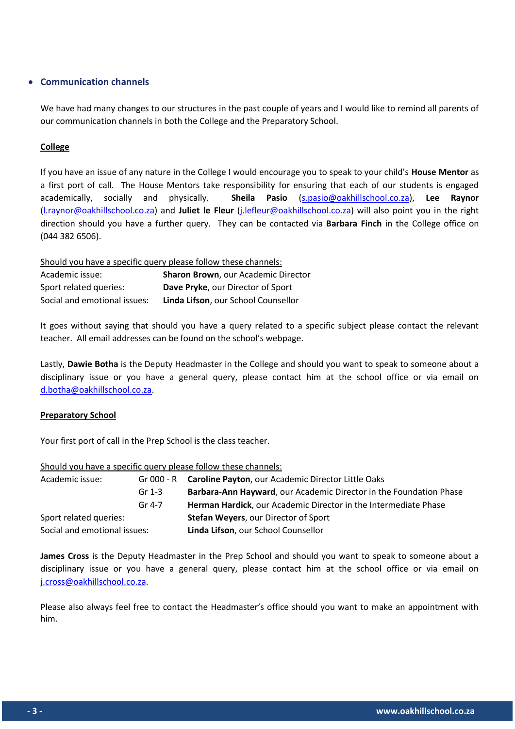- **Communication channels**

We have had many changes to our structures in the past couple of years and I would like to remind all parents of our communication channels in both the College and the Preparatory School.

**College**

If you have an issue of any nature in the College I would encourage you to speak to your child's **House Mentor** as a first port of call. The House Mentors take responsibility for ensuring that each of our students is engaged academically, socially and physically. **Sheila Pasio** (s.pasio@oakhillschool.co.za), **Lee Raynor** (l.raynor@oakhillschool.co.za) and **Juliet le Fleur** (j.lefleur@oakhillschool.co.za) will also point you in the right direction should you have a further query. They can be contacted via **Barbara Finch** in the College office on (044 382 6506).

Should you have a specific query please follow these channels:

| | |
|---|---|
| Academic issue: | **Sharon Brown**, our Academic Director |
| Sport related queries: | **Dave Pryke**, our Director of Sport |
| Social and emotional issues: | **Linda Lifson**, our School Counsellor |

It goes without saying that should you have a query related to a specific subject please contact the relevant teacher. All email addresses can be found on the school's webpage.

Lastly, **Dawie Botha** is the Deputy Headmaster in the College and should you want to speak to someone about a disciplinary issue or you have a general query, please contact him at the school office or via email on d.botha@oakhillschool.co.za.

**Preparatory School**

Your first port of call in the Prep School is the class teacher.

Should you have a specific query please follow these channels:

| | | |
|---|---|---|
| Academic issue: | Gr 000 - R | **Caroline Payton**, our Academic Director Little Oaks |
| | Gr 1-3 | **Barbara-Ann Hayward**, our Academic Director in the Foundation Phase |
| | Gr 4-7 | **Herman Hardick**, our Academic Director in the Intermediate Phase |
| Sport related queries: | | **Stefan Weyers**, our Director of Sport |
| Social and emotional issues: | | **Linda Lifson**, our School Counsellor |

**James Cross** is the Deputy Headmaster in the Prep School and should you want to speak to someone about a disciplinary issue or you have a general query, please contact him at the school office or via email on j.cross@oakhillschool.co.za.

Please also always feel free to contact the Headmaster's office should you want to make an appointment with him.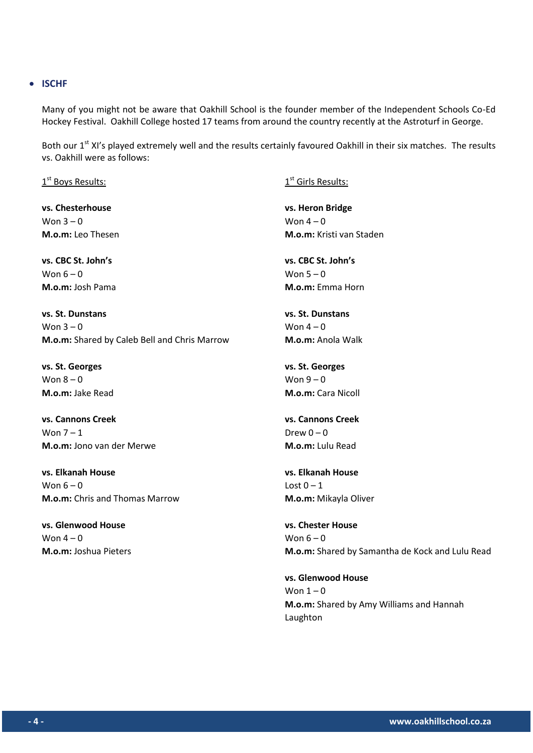- **ISCHF**

Many of you might not be aware that Oakhill School is the founder member of the Independent Schools Co-Ed Hockey Festival. Oakhill College hosted 17 teams from around the country recently at the Astroturf in George.

Both our 1st XI's played extremely well and the results certainly favoured Oakhill in their six matches. The results vs. Oakhill were as follows:

1st Boys Results:

**vs. Chesterhouse**
Won 3 – 0
**M.o.m:** Leo Thesen

**vs. CBC St. John's**
Won 6 – 0
**M.o.m:** Josh Pama

**vs. St. Dunstans**
Won 3 – 0
**M.o.m:** Shared by Caleb Bell and Chris Marrow

**vs. St. Georges**
Won 8 – 0
**M.o.m:** Jake Read

**vs. Cannons Creek**
Won 7 – 1
**M.o.m:** Jono van der Merwe

**vs. Elkanah House**
Won 6 – 0
**M.o.m:** Chris and Thomas Marrow

**vs. Glenwood House**
Won 4 – 0
**M.o.m:** Joshua Pieters

1st Girls Results:

**vs. Heron Bridge**
Won 4 – 0
**M.o.m:** Kristi van Staden

**vs. CBC St. John's**
Won 5 – 0
**M.o.m:** Emma Horn

**vs. St. Dunstans**
Won 4 – 0
**M.o.m:** Anola Walk

**vs. St. Georges**
Won 9 – 0
**M.o.m:** Cara Nicoll

**vs. Cannons Creek**
Drew 0 – 0
**M.o.m:** Lulu Read

**vs. Elkanah House**
Lost 0 – 1
**M.o.m:** Mikayla Oliver

**vs. Chester House**
Won 6 – 0
**M.o.m:** Shared by Samantha de Kock and Lulu Read

**vs. Glenwood House**
Won 1 – 0
**M.o.m:** Shared by Amy Williams and Hannah Laughton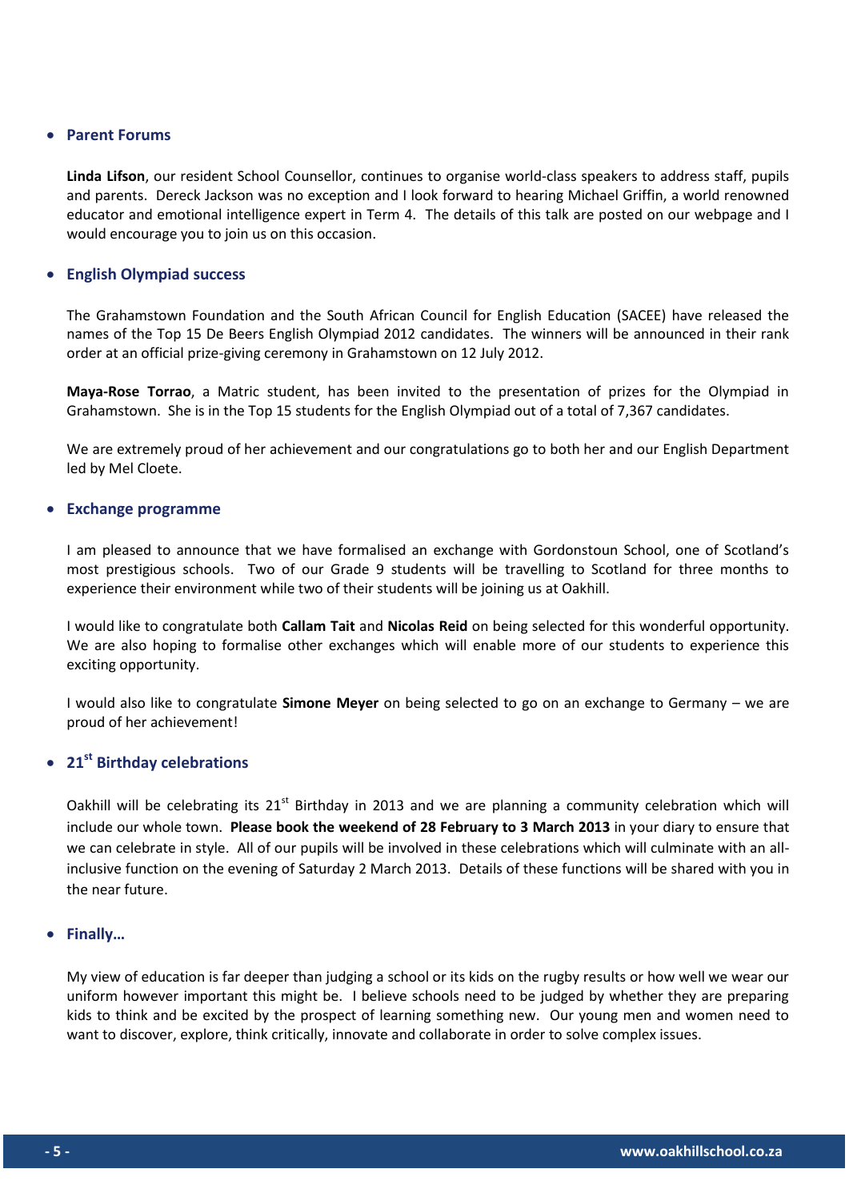- **Parent Forums**

**Linda Lifson**, our resident School Counsellor, continues to organise world-class speakers to address staff, pupils and parents. Dereck Jackson was no exception and I look forward to hearing Michael Griffin, a world renowned educator and emotional intelligence expert in Term 4. The details of this talk are posted on our webpage and I would encourage you to join us on this occasion.

- **English Olympiad success**

The Grahamstown Foundation and the South African Council for English Education (SACEE) have released the names of the Top 15 De Beers English Olympiad 2012 candidates. The winners will be announced in their rank order at an official prize-giving ceremony in Grahamstown on 12 July 2012.

**Maya-Rose Torrao**, a Matric student, has been invited to the presentation of prizes for the Olympiad in Grahamstown. She is in the Top 15 students for the English Olympiad out of a total of 7,367 candidates.

We are extremely proud of her achievement and our congratulations go to both her and our English Department led by Mel Cloete.

- **Exchange programme**

I am pleased to announce that we have formalised an exchange with Gordonstoun School, one of Scotland's most prestigious schools. Two of our Grade 9 students will be travelling to Scotland for three months to experience their environment while two of their students will be joining us at Oakhill.

I would like to congratulate both **Callam Tait** and **Nicolas Reid** on being selected for this wonderful opportunity. We are also hoping to formalise other exchanges which will enable more of our students to experience this exciting opportunity.

I would also like to congratulate **Simone Meyer** on being selected to go on an exchange to Germany – we are proud of her achievement!

- **21st Birthday celebrations**

Oakhill will be celebrating its 21st Birthday in 2013 and we are planning a community celebration which will include our whole town. **Please book the weekend of 28 February to 3 March 2013** in your diary to ensure that we can celebrate in style. All of our pupils will be involved in these celebrations which will culminate with an all-inclusive function on the evening of Saturday 2 March 2013. Details of these functions will be shared with you in the near future.

- **Finally…**

My view of education is far deeper than judging a school or its kids on the rugby results or how well we wear our uniform however important this might be. I believe schools need to be judged by whether they are preparing kids to think and be excited by the prospect of learning something new. Our young men and women need to want to discover, explore, think critically, innovate and collaborate in order to solve complex issues.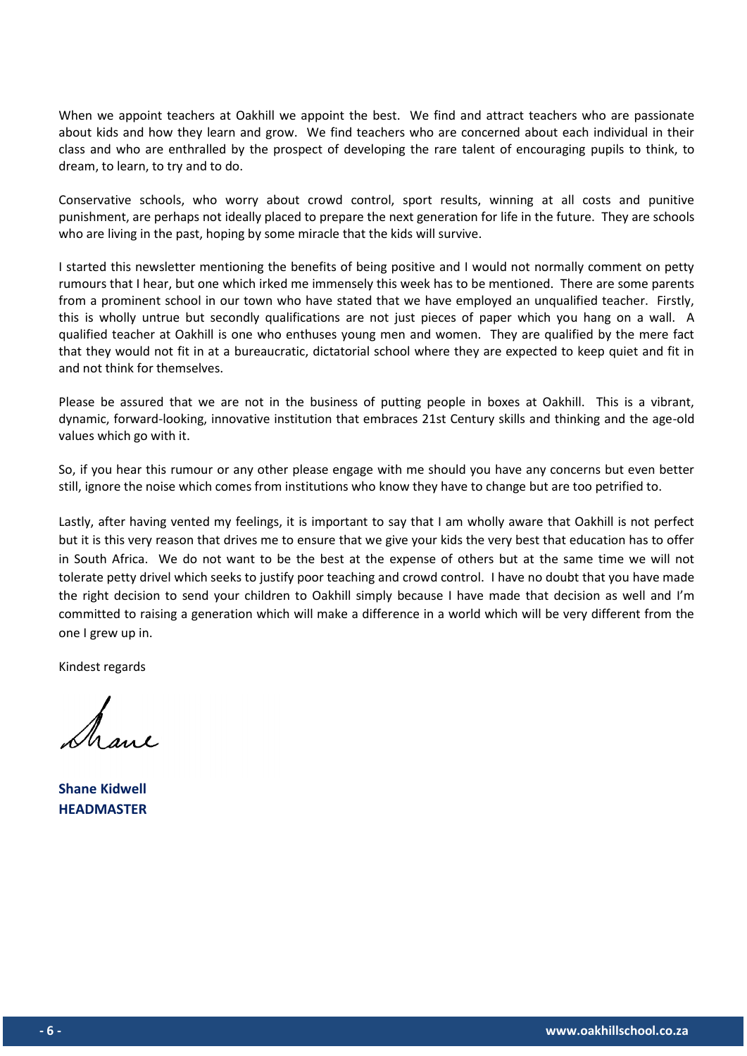When we appoint teachers at Oakhill we appoint the best. We find and attract teachers who are passionate about kids and how they learn and grow. We find teachers who are concerned about each individual in their class and who are enthralled by the prospect of developing the rare talent of encouraging pupils to think, to dream, to learn, to try and to do.

Conservative schools, who worry about crowd control, sport results, winning at all costs and punitive punishment, are perhaps not ideally placed to prepare the next generation for life in the future. They are schools who are living in the past, hoping by some miracle that the kids will survive.

I started this newsletter mentioning the benefits of being positive and I would not normally comment on petty rumours that I hear, but one which irked me immensely this week has to be mentioned. There are some parents from a prominent school in our town who have stated that we have employed an unqualified teacher. Firstly, this is wholly untrue but secondly qualifications are not just pieces of paper which you hang on a wall. A qualified teacher at Oakhill is one who enthuses young men and women. They are qualified by the mere fact that they would not fit in at a bureaucratic, dictatorial school where they are expected to keep quiet and fit in and not think for themselves.

Please be assured that we are not in the business of putting people in boxes at Oakhill. This is a vibrant, dynamic, forward-looking, innovative institution that embraces 21st Century skills and thinking and the age-old values which go with it.

So, if you hear this rumour or any other please engage with me should you have any concerns but even better still, ignore the noise which comes from institutions who know they have to change but are too petrified to.

Lastly, after having vented my feelings, it is important to say that I am wholly aware that Oakhill is not perfect but it is this very reason that drives me to ensure that we give your kids the very best that education has to offer in South Africa. We do not want to be the best at the expense of others but at the same time we will not tolerate petty drivel which seeks to justify poor teaching and crowd control. I have no doubt that you have made the right decision to send your children to Oakhill simply because I have made that decision as well and I'm committed to raising a generation which will make a difference in a world which will be very different from the one I grew up in.

Kindest regards

Shane

**Shane Kidwell**
**HEADMASTER**